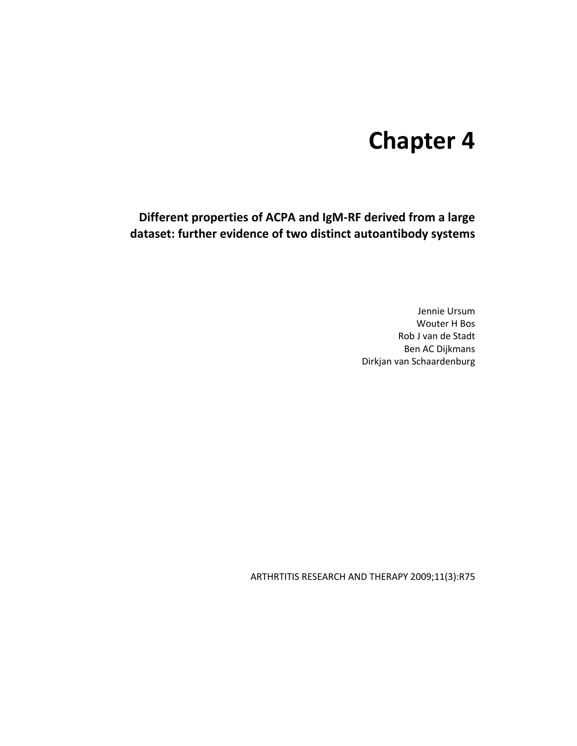# Chapter 4

## Different properties of ACPA and IgM-RF derived from a large dataset: further evidence of two distinct autoantibody systems

Jennie Ursum
Wouter H Bos
Rob J van de Stadt
Ben AC Dijkmans
Dirkjan van Schaardenburg

ARTHRTITIS RESEARCH AND THERAPY 2009;11(3):R75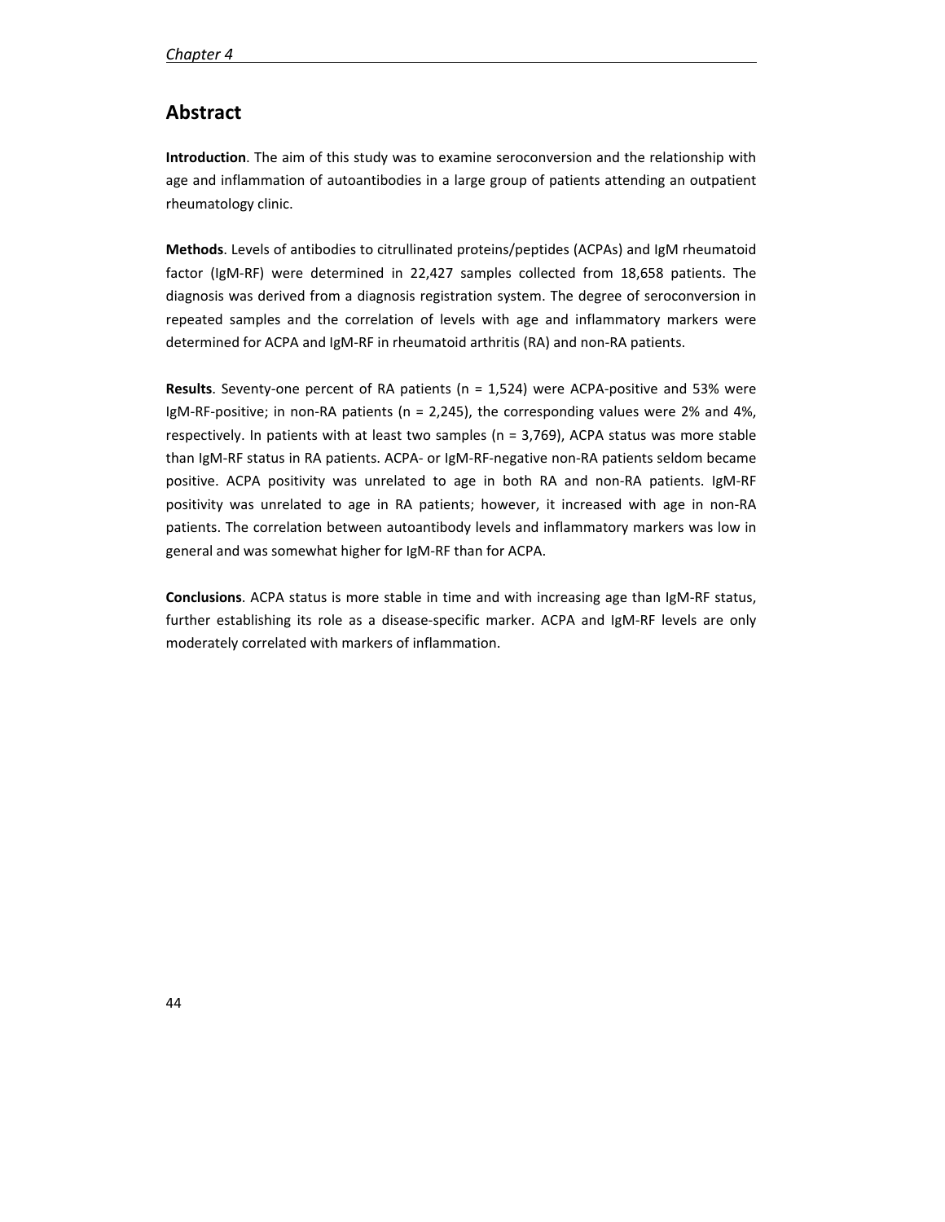## Abstract

**Introduction**. The aim of this study was to examine seroconversion and the relationship with age and inflammation of autoantibodies in a large group of patients attending an outpatient rheumatology clinic.

**Methods**. Levels of antibodies to citrullinated proteins/peptides (ACPAs) and IgM rheumatoid factor (IgM-RF) were determined in 22,427 samples collected from 18,658 patients. The diagnosis was derived from a diagnosis registration system. The degree of seroconversion in repeated samples and the correlation of levels with age and inflammatory markers were determined for ACPA and IgM-RF in rheumatoid arthritis (RA) and non-RA patients.

**Results**. Seventy-one percent of RA patients (n = 1,524) were ACPA-positive and 53% were IgM-RF-positive; in non-RA patients (n = 2,245), the corresponding values were 2% and 4%, respectively. In patients with at least two samples (n = 3,769), ACPA status was more stable than IgM-RF status in RA patients. ACPA- or IgM-RF-negative non-RA patients seldom became positive. ACPA positivity was unrelated to age in both RA and non-RA patients. IgM-RF positivity was unrelated to age in RA patients; however, it increased with age in non-RA patients. The correlation between autoantibody levels and inflammatory markers was low in general and was somewhat higher for IgM-RF than for ACPA.

**Conclusions**. ACPA status is more stable in time and with increasing age than IgM-RF status, further establishing its role as a disease-specific marker. ACPA and IgM-RF levels are only moderately correlated with markers of inflammation.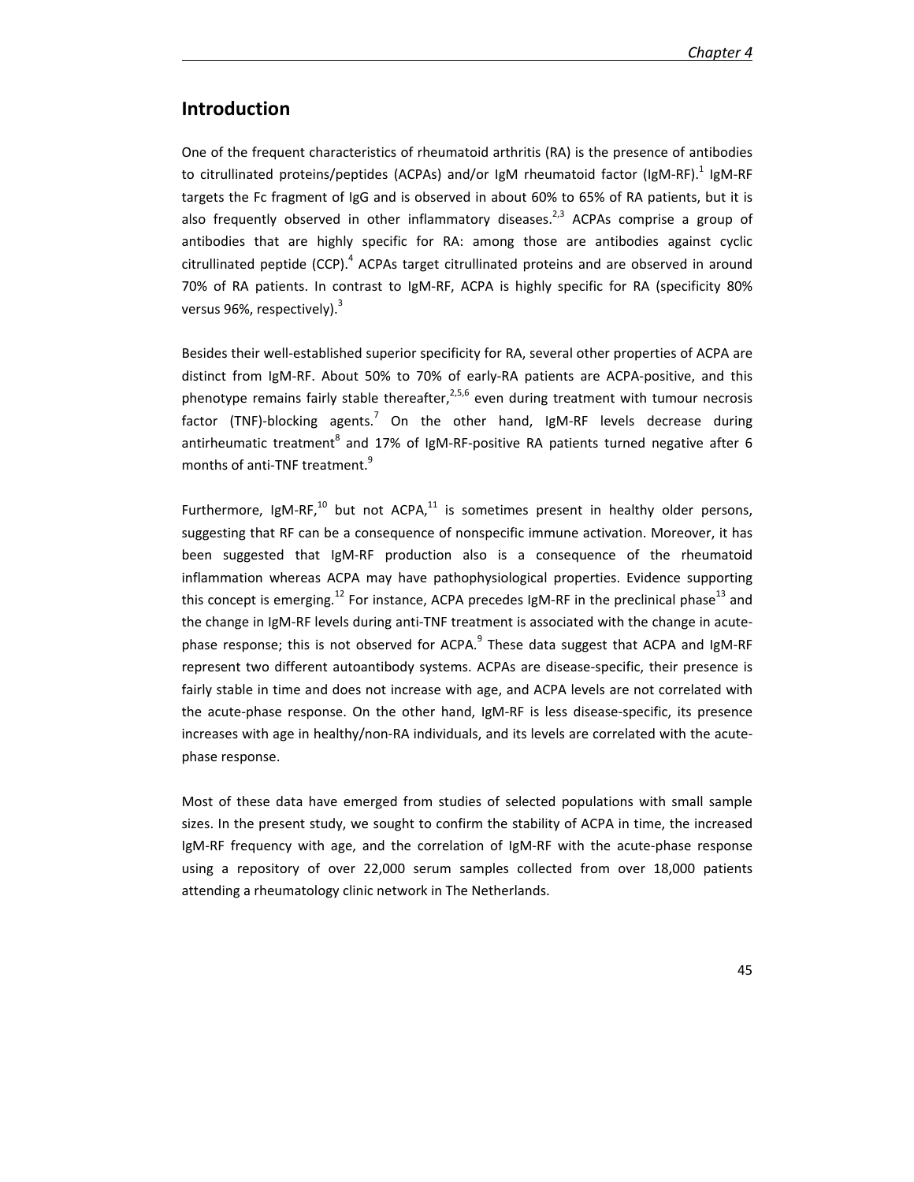## Introduction

One of the frequent characteristics of rheumatoid arthritis (RA) is the presence of antibodies to citrullinated proteins/peptides (ACPAs) and/or IgM rheumatoid factor (IgM-RF).[1] IgM-RF targets the Fc fragment of IgG and is observed in about 60% to 65% of RA patients, but it is also frequently observed in other inflammatory diseases.[2,3] ACPAs comprise a group of antibodies that are highly specific for RA: among those are antibodies against cyclic citrullinated peptide (CCP).[4] ACPAs target citrullinated proteins and are observed in around 70% of RA patients. In contrast to IgM-RF, ACPA is highly specific for RA (specificity 80% versus 96%, respectively).[3]

Besides their well-established superior specificity for RA, several other properties of ACPA are distinct from IgM-RF. About 50% to 70% of early-RA patients are ACPA-positive, and this phenotype remains fairly stable thereafter,[2,5,6] even during treatment with tumour necrosis factor (TNF)-blocking agents.[7] On the other hand, IgM-RF levels decrease during antirheumatic treatment[8] and 17% of IgM-RF-positive RA patients turned negative after 6 months of anti-TNF treatment.[9]

Furthermore, IgM-RF,[10] but not ACPA,[11] is sometimes present in healthy older persons, suggesting that RF can be a consequence of nonspecific immune activation. Moreover, it has been suggested that IgM-RF production also is a consequence of the rheumatoid inflammation whereas ACPA may have pathophysiological properties. Evidence supporting this concept is emerging.[12] For instance, ACPA precedes IgM-RF in the preclinical phase[13] and the change in IgM-RF levels during anti-TNF treatment is associated with the change in acute-phase response; this is not observed for ACPA.[9] These data suggest that ACPA and IgM-RF represent two different autoantibody systems. ACPAs are disease-specific, their presence is fairly stable in time and does not increase with age, and ACPA levels are not correlated with the acute-phase response. On the other hand, IgM-RF is less disease-specific, its presence increases with age in healthy/non-RA individuals, and its levels are correlated with the acute-phase response.

Most of these data have emerged from studies of selected populations with small sample sizes. In the present study, we sought to confirm the stability of ACPA in time, the increased IgM-RF frequency with age, and the correlation of IgM-RF with the acute-phase response using a repository of over 22,000 serum samples collected from over 18,000 patients attending a rheumatology clinic network in The Netherlands.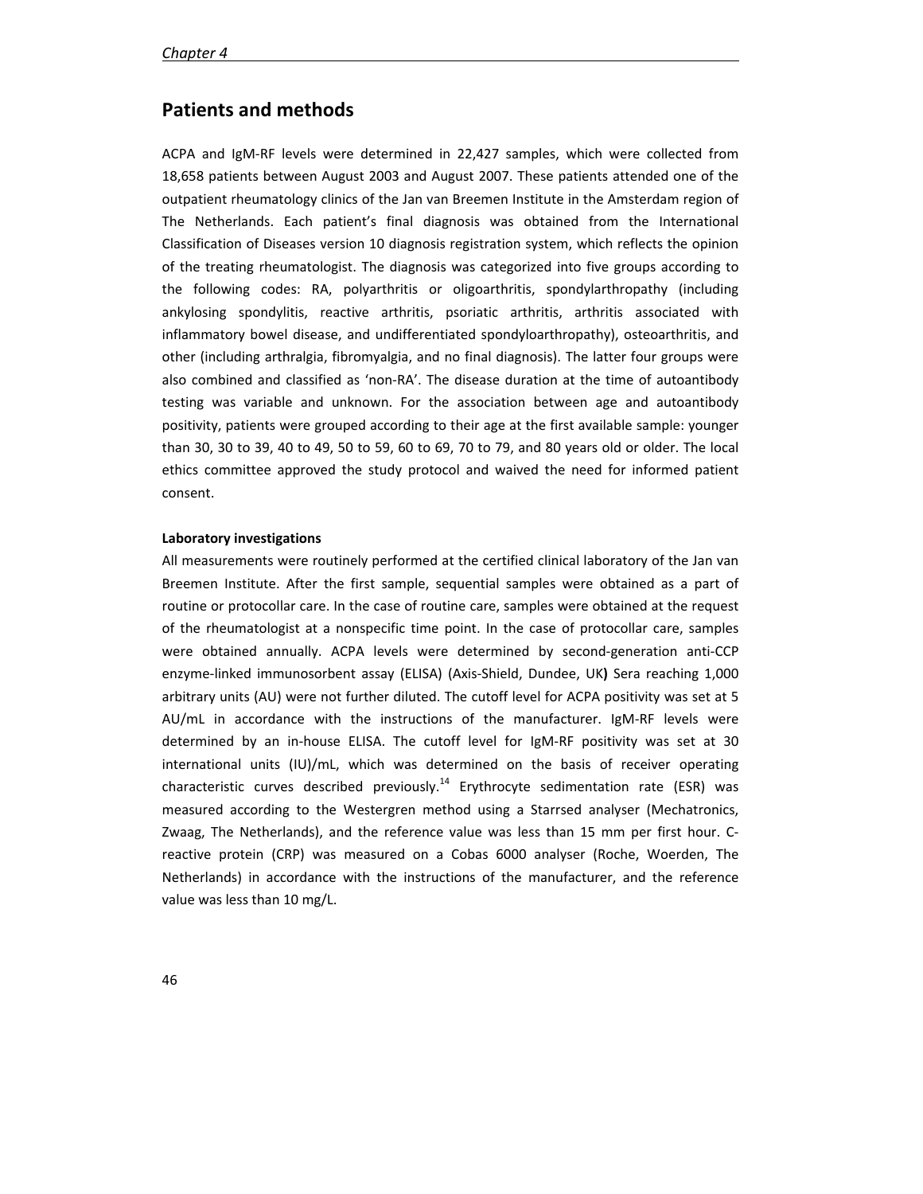## Patients and methods

ACPA and IgM-RF levels were determined in 22,427 samples, which were collected from 18,658 patients between August 2003 and August 2007. These patients attended one of the outpatient rheumatology clinics of the Jan van Breemen Institute in the Amsterdam region of The Netherlands. Each patient's final diagnosis was obtained from the International Classification of Diseases version 10 diagnosis registration system, which reflects the opinion of the treating rheumatologist. The diagnosis was categorized into five groups according to the following codes: RA, polyarthritis or oligoarthritis, spondylarthropathy (including ankylosing spondylitis, reactive arthritis, psoriatic arthritis, arthritis associated with inflammatory bowel disease, and undifferentiated spondyloarthropathy), osteoarthritis, and other (including arthralgia, fibromyalgia, and no final diagnosis). The latter four groups were also combined and classified as 'non-RA'. The disease duration at the time of autoantibody testing was variable and unknown. For the association between age and autoantibody positivity, patients were grouped according to their age at the first available sample: younger than 30, 30 to 39, 40 to 49, 50 to 59, 60 to 69, 70 to 79, and 80 years old or older. The local ethics committee approved the study protocol and waived the need for informed patient consent.

**Laboratory investigations**

All measurements were routinely performed at the certified clinical laboratory of the Jan van Breemen Institute. After the first sample, sequential samples were obtained as a part of routine or protocollar care. In the case of routine care, samples were obtained at the request of the rheumatologist at a nonspecific time point. In the case of protocollar care, samples were obtained annually. ACPA levels were determined by second-generation anti-CCP enzyme-linked immunosorbent assay (ELISA) (Axis-Shield, Dundee, UK**)** Sera reaching 1,000 arbitrary units (AU) were not further diluted. The cutoff level for ACPA positivity was set at 5 AU/mL in accordance with the instructions of the manufacturer. IgM-RF levels were determined by an in-house ELISA. The cutoff level for IgM-RF positivity was set at 30 international units (IU)/mL, which was determined on the basis of receiver operating characteristic curves described previously.[14] Erythrocyte sedimentation rate (ESR) was measured according to the Westergren method using a Starrsed analyser (Mechatronics, Zwaag, The Netherlands), and the reference value was less than 15 mm per first hour. C-reactive protein (CRP) was measured on a Cobas 6000 analyser (Roche, Woerden, The Netherlands) in accordance with the instructions of the manufacturer, and the reference value was less than 10 mg/L.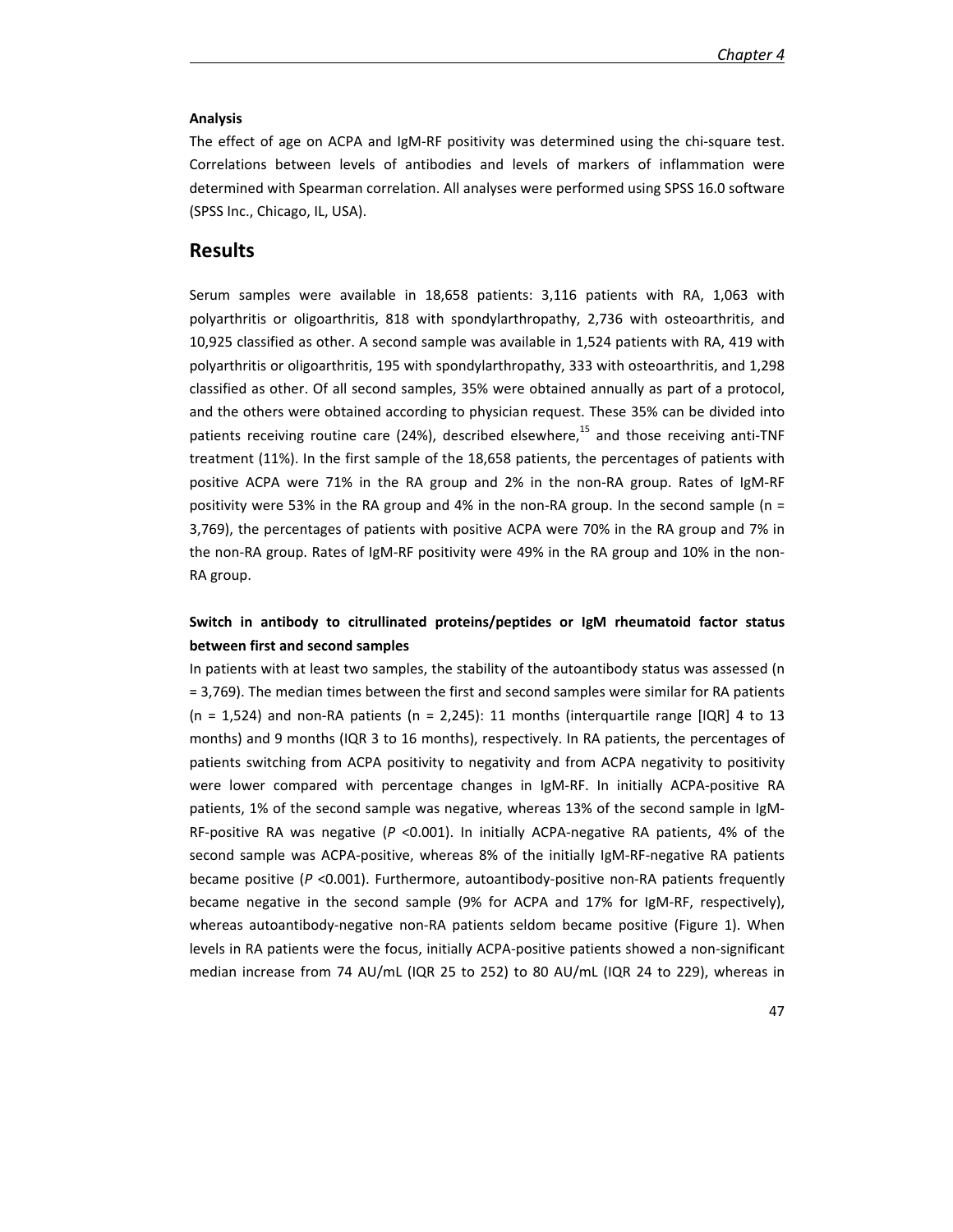**Analysis**

The effect of age on ACPA and IgM-RF positivity was determined using the chi-square test. Correlations between levels of antibodies and levels of markers of inflammation were determined with Spearman correlation. All analyses were performed using SPSS 16.0 software (SPSS Inc., Chicago, IL, USA).

## Results

Serum samples were available in 18,658 patients: 3,116 patients with RA, 1,063 with polyarthritis or oligoarthritis, 818 with spondylarthropathy, 2,736 with osteoarthritis, and 10,925 classified as other. A second sample was available in 1,524 patients with RA, 419 with polyarthritis or oligoarthritis, 195 with spondylarthropathy, 333 with osteoarthritis, and 1,298 classified as other. Of all second samples, 35% were obtained annually as part of a protocol, and the others were obtained according to physician request. These 35% can be divided into patients receiving routine care (24%), described elsewhere,[15] and those receiving anti-TNF treatment (11%). In the first sample of the 18,658 patients, the percentages of patients with positive ACPA were 71% in the RA group and 2% in the non-RA group. Rates of IgM-RF positivity were 53% in the RA group and 4% in the non-RA group. In the second sample (n = 3,769), the percentages of patients with positive ACPA were 70% in the RA group and 7% in the non-RA group. Rates of IgM-RF positivity were 49% in the RA group and 10% in the non-RA group.

**Switch in antibody to citrullinated proteins/peptides or IgM rheumatoid factor status between first and second samples**

In patients with at least two samples, the stability of the autoantibody status was assessed (n = 3,769). The median times between the first and second samples were similar for RA patients (n = 1,524) and non-RA patients (n = 2,245): 11 months (interquartile range [IQR] 4 to 13 months) and 9 months (IQR 3 to 16 months), respectively. In RA patients, the percentages of patients switching from ACPA positivity to negativity and from ACPA negativity to positivity were lower compared with percentage changes in IgM-RF. In initially ACPA-positive RA patients, 1% of the second sample was negative, whereas 13% of the second sample in IgM-RF-positive RA was negative ($P$ <0.001). In initially ACPA-negative RA patients, 4% of the second sample was ACPA-positive, whereas 8% of the initially IgM-RF-negative RA patients became positive ($P$ <0.001). Furthermore, autoantibody-positive non-RA patients frequently became negative in the second sample (9% for ACPA and 17% for IgM-RF, respectively), whereas autoantibody-negative non-RA patients seldom became positive (Figure 1). When levels in RA patients were the focus, initially ACPA-positive patients showed a non-significant median increase from 74 AU/mL (IQR 25 to 252) to 80 AU/mL (IQR 24 to 229), whereas in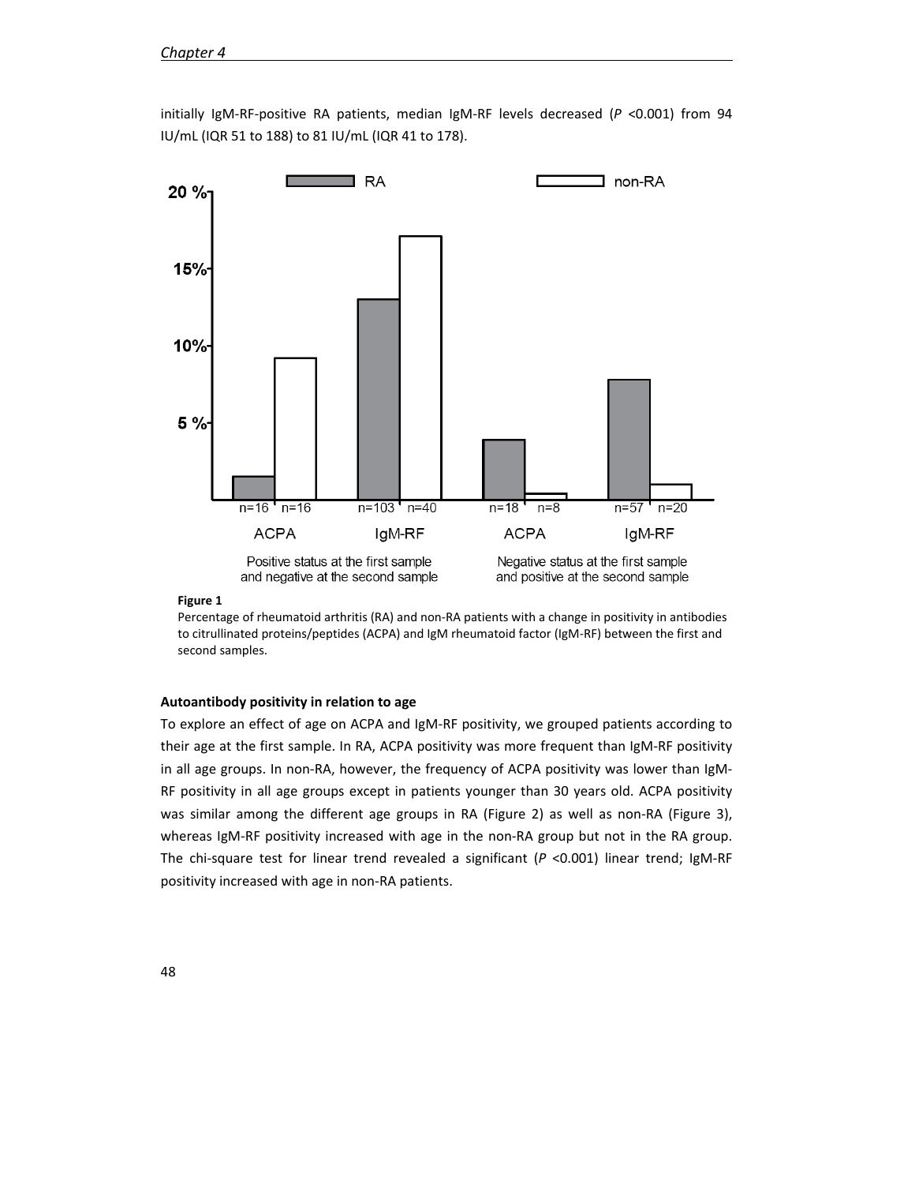initially IgM-RF-positive RA patients, median IgM-RF levels decreased (*P* <0.001) from 94 IU/mL (IQR 51 to 188) to 81 IU/mL (IQR 41 to 178).

**Figure 1**

Percentage of rheumatoid arthritis (RA) and non-RA patients with a change in positivity in antibodies to citrullinated proteins/peptides (ACPA) and IgM rheumatoid factor (IgM-RF) between the first and second samples.

#### Autoantibody positivity in relation to age

To explore an effect of age on ACPA and IgM-RF positivity, we grouped patients according to their age at the first sample. In RA, ACPA positivity was more frequent than IgM-RF positivity in all age groups. In non-RA, however, the frequency of ACPA positivity was lower than IgM-RF positivity in all age groups except in patients younger than 30 years old. ACPA positivity was similar among the different age groups in RA (Figure 2) as well as non-RA (Figure 3), whereas IgM-RF positivity increased with age in the non-RA group but not in the RA group. The chi-square test for linear trend revealed a significant (*P* <0.001) linear trend; IgM-RF positivity increased with age in non-RA patients.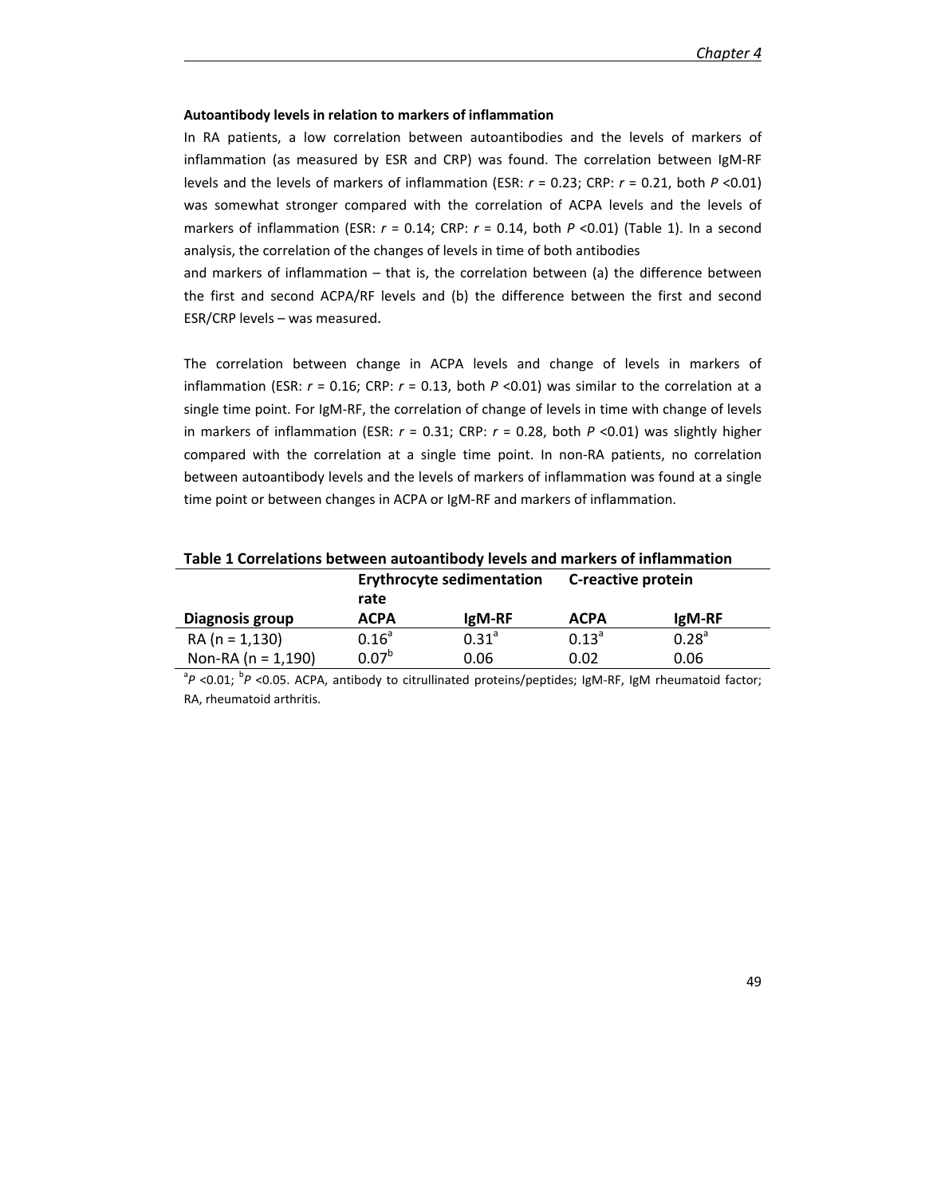**Autoantibody levels in relation to markers of inflammation**

In RA patients, a low correlation between autoantibodies and the levels of markers of inflammation (as measured by ESR and CRP) was found. The correlation between IgM-RF levels and the levels of markers of inflammation (ESR: $r$ = 0.23; CRP: $r$ = 0.21, both $P$ <0.01) was somewhat stronger compared with the correlation of ACPA levels and the levels of markers of inflammation (ESR: $r$ = 0.14; CRP: $r$ = 0.14, both $P$ <0.01) (Table 1). In a second analysis, the correlation of the changes of levels in time of both antibodies and markers of inflammation – that is, the correlation between (a) the difference between the first and second ACPA/RF levels and (b) the difference between the first and second ESR/CRP levels – was measured.

The correlation between change in ACPA levels and change of levels in markers of inflammation (ESR: $r$ = 0.16; CRP: $r$ = 0.13, both $P$ <0.01) was similar to the correlation at a single time point. For IgM-RF, the correlation of change of levels in time with change of levels in markers of inflammation (ESR: $r$ = 0.31; CRP: $r$ = 0.28, both $P$ <0.01) was slightly higher compared with the correlation at a single time point. In non-RA patients, no correlation between autoantibody levels and the levels of markers of inflammation was found at a single time point or between changes in ACPA or IgM-RF and markers of inflammation.

**Table 1 Correlations between autoantibody levels and markers of inflammation**

| | Erythrocyte sedimentation rate | | C-reactive protein | |
|---|---|---|---|---|
| **Diagnosis group** | **ACPA** | **IgM-RF** | **ACPA** | **IgM-RF** |
| RA (n = 1,130) | 0.16[a] | 0.31[a] | 0.13[a] | 0.28[a] |
| Non-RA (n = 1,190) | 0.07[b] | 0.06 | 0.02 | 0.06 |

[a]$P$ <0.01; [b]$P$ <0.05. ACPA, antibody to citrullinated proteins/peptides; IgM-RF, IgM rheumatoid factor; RA, rheumatoid arthritis.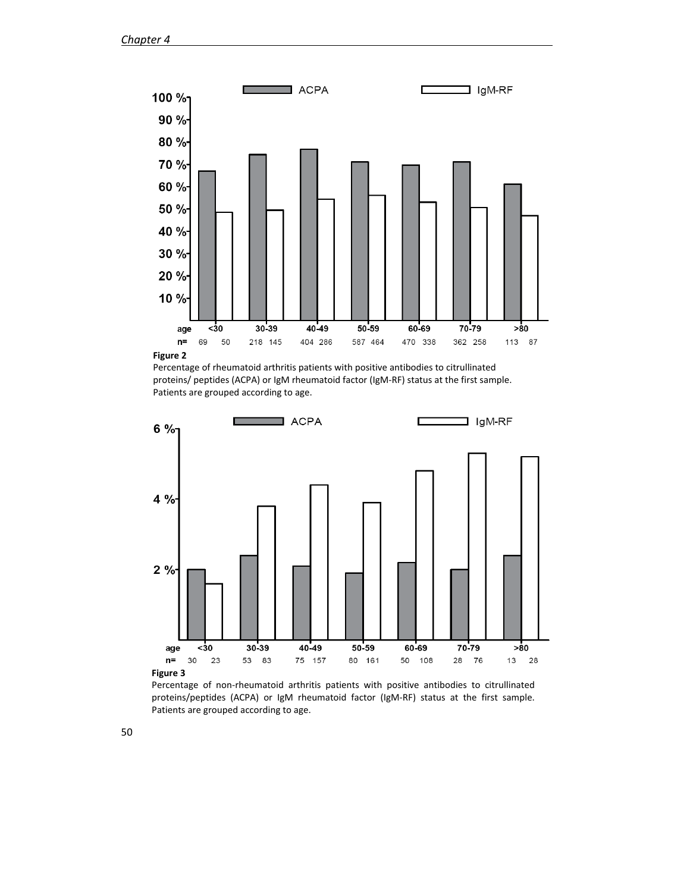**Figure 2**

Percentage of rheumatoid arthritis patients with positive antibodies to citrullinated proteins/ peptides (ACPA) or IgM rheumatoid factor (IgM-RF) status at the first sample. Patients are grouped according to age.

**Figure 3**

Percentage of non-rheumatoid arthritis patients with positive antibodies to citrullinated proteins/peptides (ACPA) or IgM rheumatoid factor (IgM-RF) status at the first sample. Patients are grouped according to age.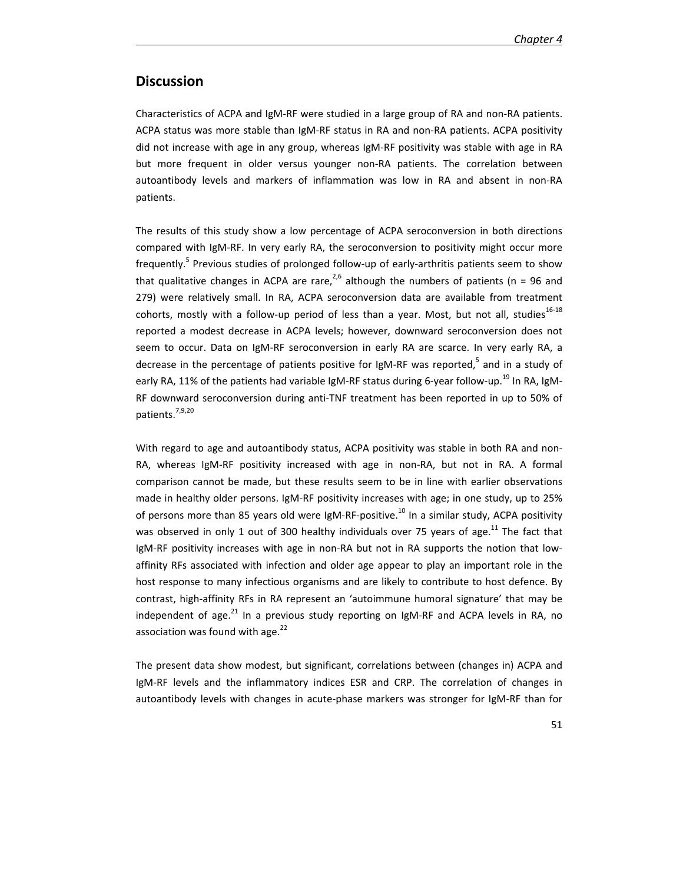## Discussion

Characteristics of ACPA and IgM-RF were studied in a large group of RA and non-RA patients. ACPA status was more stable than IgM-RF status in RA and non-RA patients. ACPA positivity did not increase with age in any group, whereas IgM-RF positivity was stable with age in RA but more frequent in older versus younger non-RA patients. The correlation between autoantibody levels and markers of inflammation was low in RA and absent in non-RA patients.

The results of this study show a low percentage of ACPA seroconversion in both directions compared with IgM-RF. In very early RA, the seroconversion to positivity might occur more frequently.[5] Previous studies of prolonged follow-up of early-arthritis patients seem to show that qualitative changes in ACPA are rare,[2,6] although the numbers of patients (n = 96 and 279) were relatively small. In RA, ACPA seroconversion data are available from treatment cohorts, mostly with a follow-up period of less than a year. Most, but not all, studies[16-18] reported a modest decrease in ACPA levels; however, downward seroconversion does not seem to occur. Data on IgM-RF seroconversion in early RA are scarce. In very early RA, a decrease in the percentage of patients positive for IgM-RF was reported,[5] and in a study of early RA, 11% of the patients had variable IgM-RF status during 6-year follow-up.[19] In RA, IgM-RF downward seroconversion during anti-TNF treatment has been reported in up to 50% of patients.[7,9,20]

With regard to age and autoantibody status, ACPA positivity was stable in both RA and non-RA, whereas IgM-RF positivity increased with age in non-RA, but not in RA. A formal comparison cannot be made, but these results seem to be in line with earlier observations made in healthy older persons. IgM-RF positivity increases with age; in one study, up to 25% of persons more than 85 years old were IgM-RF-positive.[10] In a similar study, ACPA positivity was observed in only 1 out of 300 healthy individuals over 75 years of age.[11] The fact that IgM-RF positivity increases with age in non-RA but not in RA supports the notion that low-affinity RFs associated with infection and older age appear to play an important role in the host response to many infectious organisms and are likely to contribute to host defence. By contrast, high-affinity RFs in RA represent an 'autoimmune humoral signature' that may be independent of age.[21] In a previous study reporting on IgM-RF and ACPA levels in RA, no association was found with age.[22]

The present data show modest, but significant, correlations between (changes in) ACPA and IgM-RF levels and the inflammatory indices ESR and CRP. The correlation of changes in autoantibody levels with changes in acute-phase markers was stronger for IgM-RF than for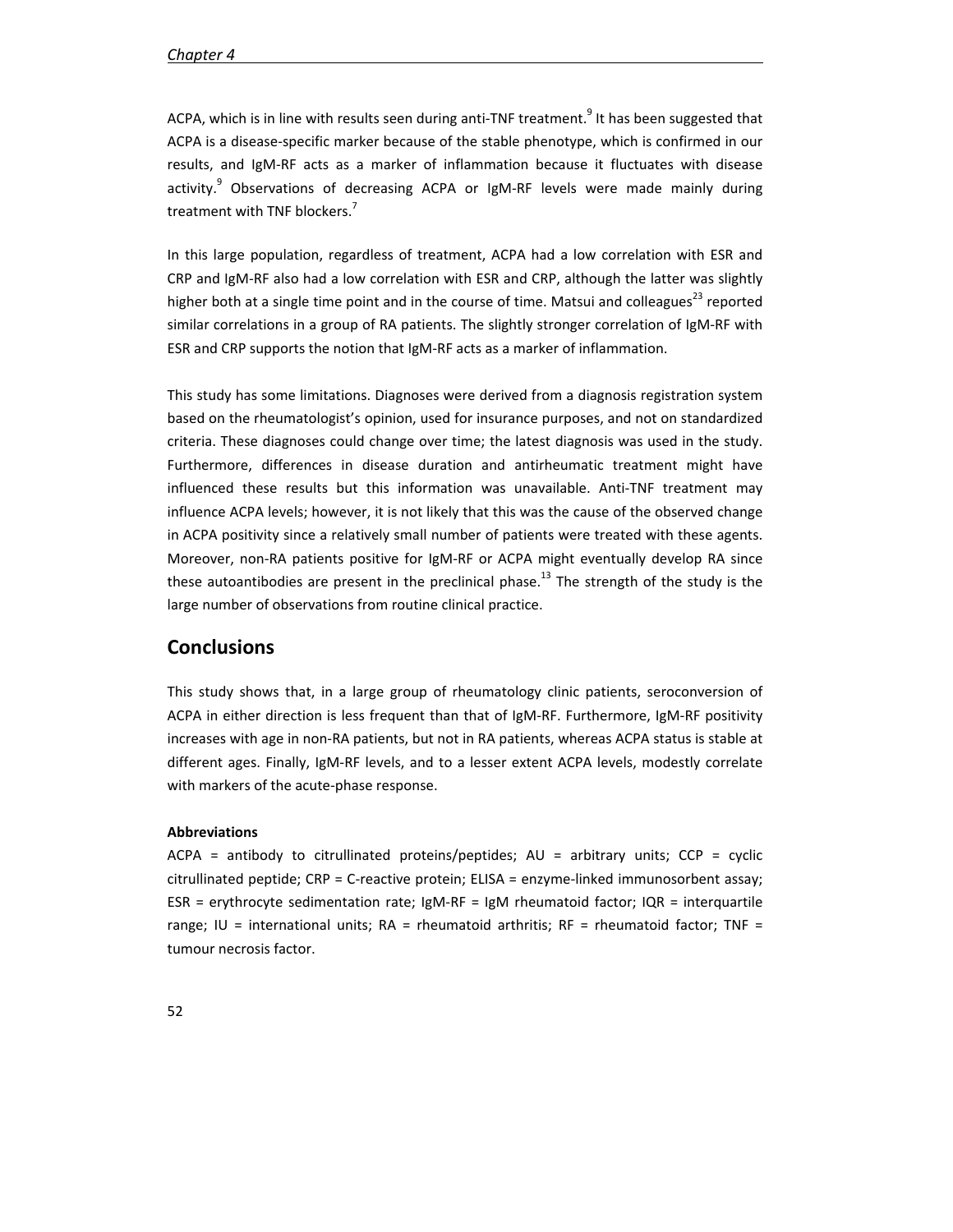ACPA, which is in line with results seen during anti-TNF treatment.[9] It has been suggested that ACPA is a disease-specific marker because of the stable phenotype, which is confirmed in our results, and IgM-RF acts as a marker of inflammation because it fluctuates with disease activity.[9] Observations of decreasing ACPA or IgM-RF levels were made mainly during treatment with TNF blockers.[7]

In this large population, regardless of treatment, ACPA had a low correlation with ESR and CRP and IgM-RF also had a low correlation with ESR and CRP, although the latter was slightly higher both at a single time point and in the course of time. Matsui and colleagues[23] reported similar correlations in a group of RA patients. The slightly stronger correlation of IgM-RF with ESR and CRP supports the notion that IgM-RF acts as a marker of inflammation.

This study has some limitations. Diagnoses were derived from a diagnosis registration system based on the rheumatologist's opinion, used for insurance purposes, and not on standardized criteria. These diagnoses could change over time; the latest diagnosis was used in the study. Furthermore, differences in disease duration and antirheumatic treatment might have influenced these results but this information was unavailable. Anti-TNF treatment may influence ACPA levels; however, it is not likely that this was the cause of the observed change in ACPA positivity since a relatively small number of patients were treated with these agents. Moreover, non-RA patients positive for IgM-RF or ACPA might eventually develop RA since these autoantibodies are present in the preclinical phase.[13] The strength of the study is the large number of observations from routine clinical practice.

## Conclusions

This study shows that, in a large group of rheumatology clinic patients, seroconversion of ACPA in either direction is less frequent than that of IgM-RF. Furthermore, IgM-RF positivity increases with age in non-RA patients, but not in RA patients, whereas ACPA status is stable at different ages. Finally, IgM-RF levels, and to a lesser extent ACPA levels, modestly correlate with markers of the acute-phase response.

**Abbreviations**

ACPA = antibody to citrullinated proteins/peptides; AU = arbitrary units; CCP = cyclic citrullinated peptide; CRP = C-reactive protein; ELISA = enzyme-linked immunosorbent assay; ESR = erythrocyte sedimentation rate; IgM-RF = IgM rheumatoid factor; IQR = interquartile range; IU = international units; RA = rheumatoid arthritis; RF = rheumatoid factor; TNF = tumour necrosis factor.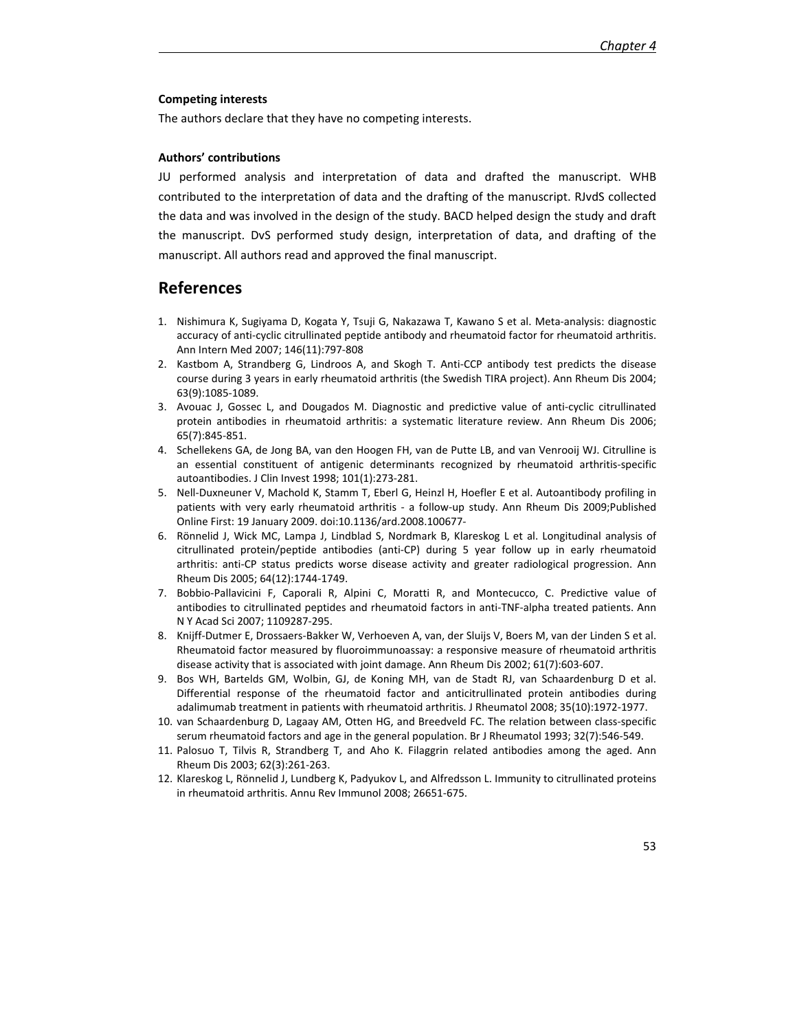**Competing interests**

The authors declare that they have no competing interests.

**Authors' contributions**

JU performed analysis and interpretation of data and drafted the manuscript. WHB contributed to the interpretation of data and the drafting of the manuscript. RJvdS collected the data and was involved in the design of the study. BACD helped design the study and draft the manuscript. DvS performed study design, interpretation of data, and drafting of the manuscript. All authors read and approved the final manuscript.

## References

1. Nishimura K, Sugiyama D, Kogata Y, Tsuji G, Nakazawa T, Kawano S et al. Meta-analysis: diagnostic accuracy of anti-cyclic citrullinated peptide antibody and rheumatoid factor for rheumatoid arthritis. Ann Intern Med 2007; 146(11):797-808
2. Kastbom A, Strandberg G, Lindroos A, and Skogh T. Anti-CCP antibody test predicts the disease course during 3 years in early rheumatoid arthritis (the Swedish TIRA project). Ann Rheum Dis 2004; 63(9):1085-1089.
3. Avouac J, Gossec L, and Dougados M. Diagnostic and predictive value of anti-cyclic citrullinated protein antibodies in rheumatoid arthritis: a systematic literature review. Ann Rheum Dis 2006; 65(7):845-851.
4. Schellekens GA, de Jong BA, van den Hoogen FH, van de Putte LB, and van Venrooij WJ. Citrulline is an essential constituent of antigenic determinants recognized by rheumatoid arthritis-specific autoantibodies. J Clin Invest 1998; 101(1):273-281.
5. Nell-Duxneuner V, Machold K, Stamm T, Eberl G, Heinzl H, Hoefler E et al. Autoantibody profiling in patients with very early rheumatoid arthritis - a follow-up study. Ann Rheum Dis 2009;Published Online First: 19 January 2009. doi:10.1136/ard.2008.100677-
6. Rönnelid J, Wick MC, Lampa J, Lindblad S, Nordmark B, Klareskog L et al. Longitudinal analysis of citrullinated protein/peptide antibodies (anti-CP) during 5 year follow up in early rheumatoid arthritis: anti-CP status predicts worse disease activity and greater radiological progression. Ann Rheum Dis 2005; 64(12):1744-1749.
7. Bobbio-Pallavicini F, Caporali R, Alpini C, Moratti R, and Montecucco, C. Predictive value of antibodies to citrullinated peptides and rheumatoid factors in anti-TNF-alpha treated patients. Ann N Y Acad Sci 2007; 1109287-295.
8. Knijff-Dutmer E, Drossaers-Bakker W, Verhoeven A, van, der Sluijs V, Boers M, van der Linden S et al. Rheumatoid factor measured by fluoroimmunoassay: a responsive measure of rheumatoid arthritis disease activity that is associated with joint damage. Ann Rheum Dis 2002; 61(7):603-607.
9. Bos WH, Bartelds GM, Wolbin, GJ, de Koning MH, van de Stadt RJ, van Schaardenburg D et al. Differential response of the rheumatoid factor and anticitrullinated protein antibodies during adalimumab treatment in patients with rheumatoid arthritis. J Rheumatol 2008; 35(10):1972-1977.
10. van Schaardenburg D, Lagaay AM, Otten HG, and Breedveld FC. The relation between class-specific serum rheumatoid factors and age in the general population. Br J Rheumatol 1993; 32(7):546-549.
11. Palosuo T, Tilvis R, Strandberg T, and Aho K. Filaggrin related antibodies among the aged. Ann Rheum Dis 2003; 62(3):261-263.
12. Klareskog L, Rönnelid J, Lundberg K, Padyukov L, and Alfredsson L. Immunity to citrullinated proteins in rheumatoid arthritis. Annu Rev Immunol 2008; 26651-675.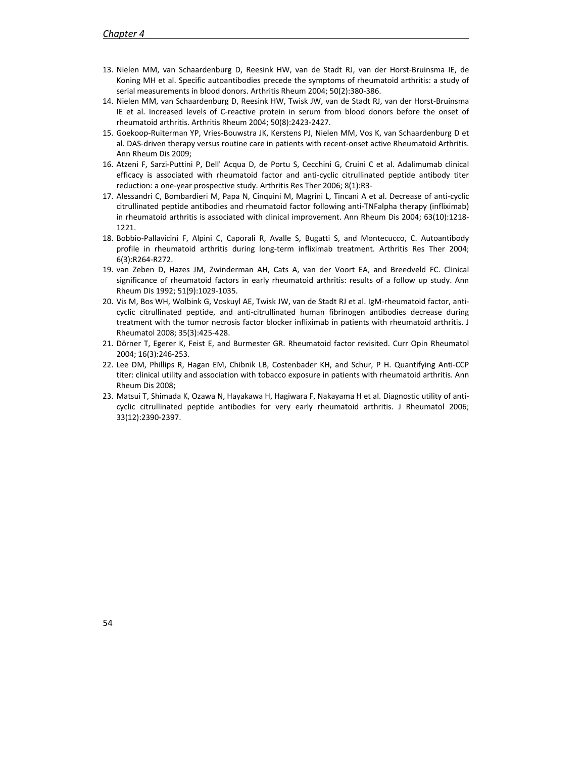13. Nielen MM, van Schaardenburg D, Reesink HW, van de Stadt RJ, van der Horst-Bruinsma IE, de Koning MH et al. Specific autoantibodies precede the symptoms of rheumatoid arthritis: a study of serial measurements in blood donors. Arthritis Rheum 2004; 50(2):380-386.
14. Nielen MM, van Schaardenburg D, Reesink HW, Twisk JW, van de Stadt RJ, van der Horst-Bruinsma IE et al. Increased levels of C-reactive protein in serum from blood donors before the onset of rheumatoid arthritis. Arthritis Rheum 2004; 50(8):2423-2427.
15. Goekoop-Ruiterman YP, Vries-Bouwstra JK, Kerstens PJ, Nielen MM, Vos K, van Schaardenburg D et al. DAS-driven therapy versus routine care in patients with recent-onset active Rheumatoid Arthritis. Ann Rheum Dis 2009;
16. Atzeni F, Sarzi-Puttini P, Dell' Acqua D, de Portu S, Cecchini G, Cruini C et al. Adalimumab clinical efficacy is associated with rheumatoid factor and anti-cyclic citrullinated peptide antibody titer reduction: a one-year prospective study. Arthritis Res Ther 2006; 8(1):R3-
17. Alessandri C, Bombardieri M, Papa N, Cinquini M, Magrini L, Tincani A et al. Decrease of anti-cyclic citrullinated peptide antibodies and rheumatoid factor following anti-TNFalpha therapy (infliximab) in rheumatoid arthritis is associated with clinical improvement. Ann Rheum Dis 2004; 63(10):1218-1221.
18. Bobbio-Pallavicini F, Alpini C, Caporali R, Avalle S, Bugatti S, and Montecucco, C. Autoantibody profile in rheumatoid arthritis during long-term infliximab treatment. Arthritis Res Ther 2004; 6(3):R264-R272.
19. van Zeben D, Hazes JM, Zwinderman AH, Cats A, van der Voort EA, and Breedveld FC. Clinical significance of rheumatoid factors in early rheumatoid arthritis: results of a follow up study. Ann Rheum Dis 1992; 51(9):1029-1035.
20. Vis M, Bos WH, Wolbink G, Voskuyl AE, Twisk JW, van de Stadt RJ et al. IgM-rheumatoid factor, anti-cyclic citrullinated peptide, and anti-citrullinated human fibrinogen antibodies decrease during treatment with the tumor necrosis factor blocker infliximab in patients with rheumatoid arthritis. J Rheumatol 2008; 35(3):425-428.
21. Dörner T, Egerer K, Feist E, and Burmester GR. Rheumatoid factor revisited. Curr Opin Rheumatol 2004; 16(3):246-253.
22. Lee DM, Phillips R, Hagan EM, Chibnik LB, Costenbader KH, and Schur, P H. Quantifying Anti-CCP titer: clinical utility and association with tobacco exposure in patients with rheumatoid arthritis. Ann Rheum Dis 2008;
23. Matsui T, Shimada K, Ozawa N, Hayakawa H, Hagiwara F, Nakayama H et al. Diagnostic utility of anti-cyclic citrullinated peptide antibodies for very early rheumatoid arthritis. J Rheumatol 2006; 33(12):2390-2397.